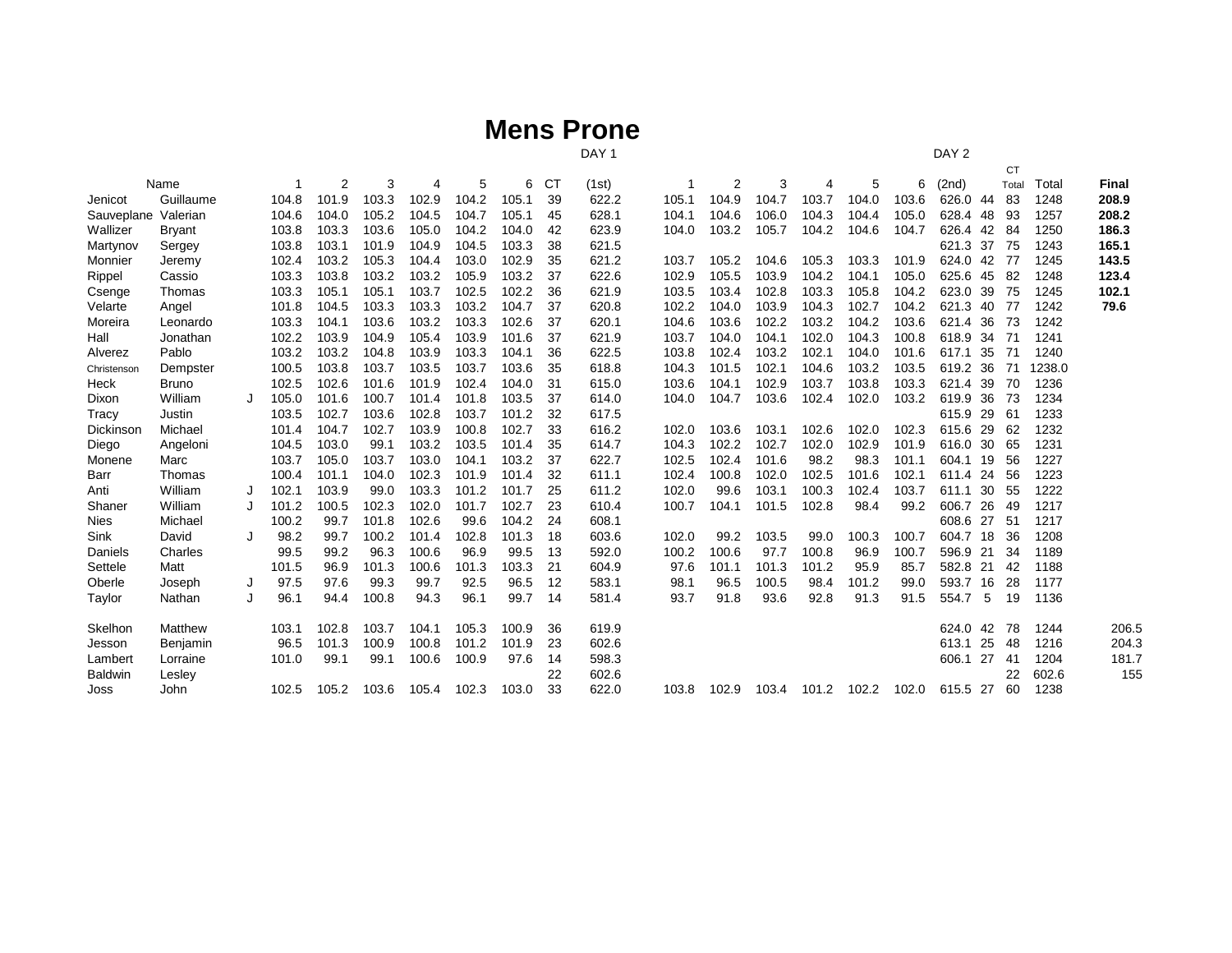# Mens Prone

| | | | | | | | | | | DAY 1 | | | | | | | | DAY 2 | | CT | | |
|---|---|---|---|---|---|---|---|---|---|---|---|---|---|---|---|---|---|---|---|---|---|---|
| Name | | | 1 | 2 | 3 | 4 | 5 | 6 | CT | (1st) | 1 | 2 | 3 | 4 | 5 | 6 | (2nd) | | Total | Total | Final |
| Jenicot | Guillaume | | 104.8 | 101.9 | 103.3 | 102.9 | 104.2 | 105.1 | 39 | 622.2 | 105.1 | 104.9 | 104.7 | 103.7 | 104.0 | 103.6 | 626.0 | 44 | 83 | 1248 | **208.9** |
| Sauveplane | Valerian | | 104.6 | 104.0 | 105.2 | 104.5 | 104.7 | 105.1 | 45 | 628.1 | 104.1 | 104.6 | 106.0 | 104.3 | 104.4 | 105.0 | 628.4 | 48 | 93 | 1257 | **208.2** |
| Wallizer | Bryant | | 103.8 | 103.3 | 103.6 | 105.0 | 104.2 | 104.0 | 42 | 623.9 | 104.0 | 103.2 | 105.7 | 104.2 | 104.6 | 104.7 | 626.4 | 42 | 84 | 1250 | **186.3** |
| Martynov | Sergey | | 103.8 | 103.1 | 101.9 | 104.9 | 104.5 | 103.3 | 38 | 621.5 | | | | | | | 621.3 | 37 | 75 | 1243 | **165.1** |
| Monnier | Jeremy | | 102.4 | 103.2 | 105.3 | 104.4 | 103.0 | 102.9 | 35 | 621.2 | 103.7 | 105.2 | 104.6 | 105.3 | 103.3 | 101.9 | 624.0 | 42 | 77 | 1245 | **143.5** |
| Rippel | Cassio | | 103.3 | 103.8 | 103.2 | 103.2 | 105.9 | 103.2 | 37 | 622.6 | 102.9 | 105.5 | 103.9 | 104.2 | 104.1 | 105.0 | 625.6 | 45 | 82 | 1248 | **123.4** |
| Csenge | Thomas | | 103.3 | 105.1 | 105.1 | 103.7 | 102.5 | 102.2 | 36 | 621.9 | 103.5 | 103.4 | 102.8 | 103.3 | 105.8 | 104.2 | 623.0 | 39 | 75 | 1245 | **102.1** |
| Velarte | Angel | | 101.8 | 104.5 | 103.3 | 103.3 | 103.2 | 104.7 | 37 | 620.8 | 102.2 | 104.0 | 103.9 | 104.3 | 102.7 | 104.2 | 621.3 | 40 | 77 | 1242 | **79.6** |
| Moreira | Leonardo | | 103.3 | 104.1 | 103.6 | 103.2 | 103.3 | 102.6 | 37 | 620.1 | 104.6 | 103.6 | 102.2 | 103.2 | 104.2 | 103.6 | 621.4 | 36 | 73 | 1242 | |
| Hall | Jonathan | | 102.2 | 103.9 | 104.9 | 105.4 | 103.9 | 101.6 | 37 | 621.9 | 103.7 | 104.0 | 104.1 | 102.0 | 104.3 | 100.8 | 618.9 | 34 | 71 | 1241 | |
| Alverez | Pablo | | 103.2 | 103.2 | 104.8 | 103.9 | 103.3 | 104.1 | 36 | 622.5 | 103.8 | 102.4 | 103.2 | 102.1 | 104.0 | 101.6 | 617.1 | 35 | 71 | 1240 | |
| Christenson | Dempster | | 100.5 | 103.8 | 103.7 | 103.5 | 103.7 | 103.6 | 35 | 618.8 | 104.3 | 101.5 | 102.1 | 104.6 | 103.2 | 103.5 | 619.2 | 36 | 71 | 1238.0 | |
| Heck | Bruno | | 102.5 | 102.6 | 101.6 | 101.9 | 102.4 | 104.0 | 31 | 615.0 | 103.6 | 104.1 | 102.9 | 103.7 | 103.8 | 103.3 | 621.4 | 39 | 70 | 1236 | |
| Dixon | William | J | 105.0 | 101.6 | 100.7 | 101.4 | 101.8 | 103.5 | 37 | 614.0 | 104.0 | 104.7 | 103.6 | 102.4 | 102.0 | 103.2 | 619.9 | 36 | 73 | 1234 | |
| Tracy | Justin | | 103.5 | 102.7 | 103.6 | 102.8 | 103.7 | 101.2 | 32 | 617.5 | | | | | | | 615.9 | 29 | 61 | 1233 | |
| Dickinson | Michael | | 101.4 | 104.7 | 102.7 | 103.9 | 100.8 | 102.7 | 33 | 616.2 | 102.0 | 103.6 | 103.1 | 102.6 | 102.0 | 102.3 | 615.6 | 29 | 62 | 1232 | |
| Diego | Angeloni | | 104.5 | 103.0 | 99.1 | 103.2 | 103.5 | 101.4 | 35 | 614.7 | 104.3 | 102.2 | 102.7 | 102.0 | 102.9 | 101.9 | 616.0 | 30 | 65 | 1231 | |
| Monene | Marc | | 103.7 | 105.0 | 103.7 | 103.0 | 104.1 | 103.2 | 37 | 622.7 | 102.5 | 102.4 | 101.6 | 98.2 | 98.3 | 101.1 | 604.1 | 19 | 56 | 1227 | |
| Barr | Thomas | | 100.4 | 101.1 | 104.0 | 102.3 | 101.9 | 101.4 | 32 | 611.1 | 102.4 | 100.8 | 102.0 | 102.5 | 101.6 | 102.1 | 611.4 | 24 | 56 | 1223 | |
| Anti | William | J | 102.1 | 103.9 | 99.0 | 103.3 | 101.2 | 101.7 | 25 | 611.2 | 102.0 | 99.6 | 103.1 | 100.3 | 102.4 | 103.7 | 611.1 | 30 | 55 | 1222 | |
| Shaner | William | J | 101.2 | 100.5 | 102.3 | 102.0 | 101.7 | 102.7 | 23 | 610.4 | 100.7 | 104.1 | 101.5 | 102.8 | 98.4 | 99.2 | 606.7 | 26 | 49 | 1217 | |
| Nies | Michael | | 100.2 | 99.7 | 101.8 | 102.6 | 99.6 | 104.2 | 24 | 608.1 | | | | | | | 608.6 | 27 | 51 | 1217 | |
| Sink | David | J | 98.2 | 99.7 | 100.2 | 101.4 | 102.8 | 101.3 | 18 | 603.6 | 102.0 | 99.2 | 103.5 | 99.0 | 100.3 | 100.7 | 604.7 | 18 | 36 | 1208 | |
| Daniels | Charles | | 99.5 | 99.2 | 96.3 | 100.6 | 96.9 | 99.5 | 13 | 592.0 | 100.2 | 100.6 | 97.7 | 100.8 | 96.9 | 100.7 | 596.9 | 21 | 34 | 1189 | |
| Settele | Matt | | 101.5 | 96.9 | 101.3 | 100.6 | 101.3 | 103.3 | 21 | 604.9 | 97.6 | 101.1 | 101.3 | 101.2 | 95.9 | 85.7 | 582.8 | 21 | 42 | 1188 | |
| Oberle | Joseph | J | 97.5 | 97.6 | 99.3 | 99.7 | 92.5 | 96.5 | 12 | 583.1 | 98.1 | 96.5 | 100.5 | 98.4 | 101.2 | 99.0 | 593.7 | 16 | 28 | 1177 | |
| Taylor | Nathan | J | 96.1 | 94.4 | 100.8 | 94.3 | 96.1 | 99.7 | 14 | 581.4 | 93.7 | 91.8 | 93.6 | 92.8 | 91.3 | 91.5 | 554.7 | 5 | 19 | 1136 | |
| | | | | | | | | | | | | | | | | | | | | | |
| Skelhon | Matthew | | 103.1 | 102.8 | 103.7 | 104.1 | 105.3 | 100.9 | 36 | 619.9 | | | | | | | 624.0 | 42 | 78 | 1244 | 206.5 |
| Jesson | Benjamin | | 96.5 | 101.3 | 100.9 | 100.8 | 101.2 | 101.9 | 23 | 602.6 | | | | | | | 613.1 | 25 | 48 | 1216 | 204.3 |
| Lambert | Lorraine | | 101.0 | 99.1 | 99.1 | 100.6 | 100.9 | 97.6 | 14 | 598.3 | | | | | | | 606.1 | 27 | 41 | 1204 | 181.7 |
| Baldwin | Lesley | | | | | | | | 22 | 602.6 | | | | | | | | | 22 | 602.6 | 155 |
| Joss | John | | 102.5 | 105.2 | 103.6 | 105.4 | 102.3 | 103.0 | 33 | 622.0 | 103.8 | 102.9 | 103.4 | 101.2 | 102.2 | 102.0 | 615.5 | 27 | 60 | 1238 | |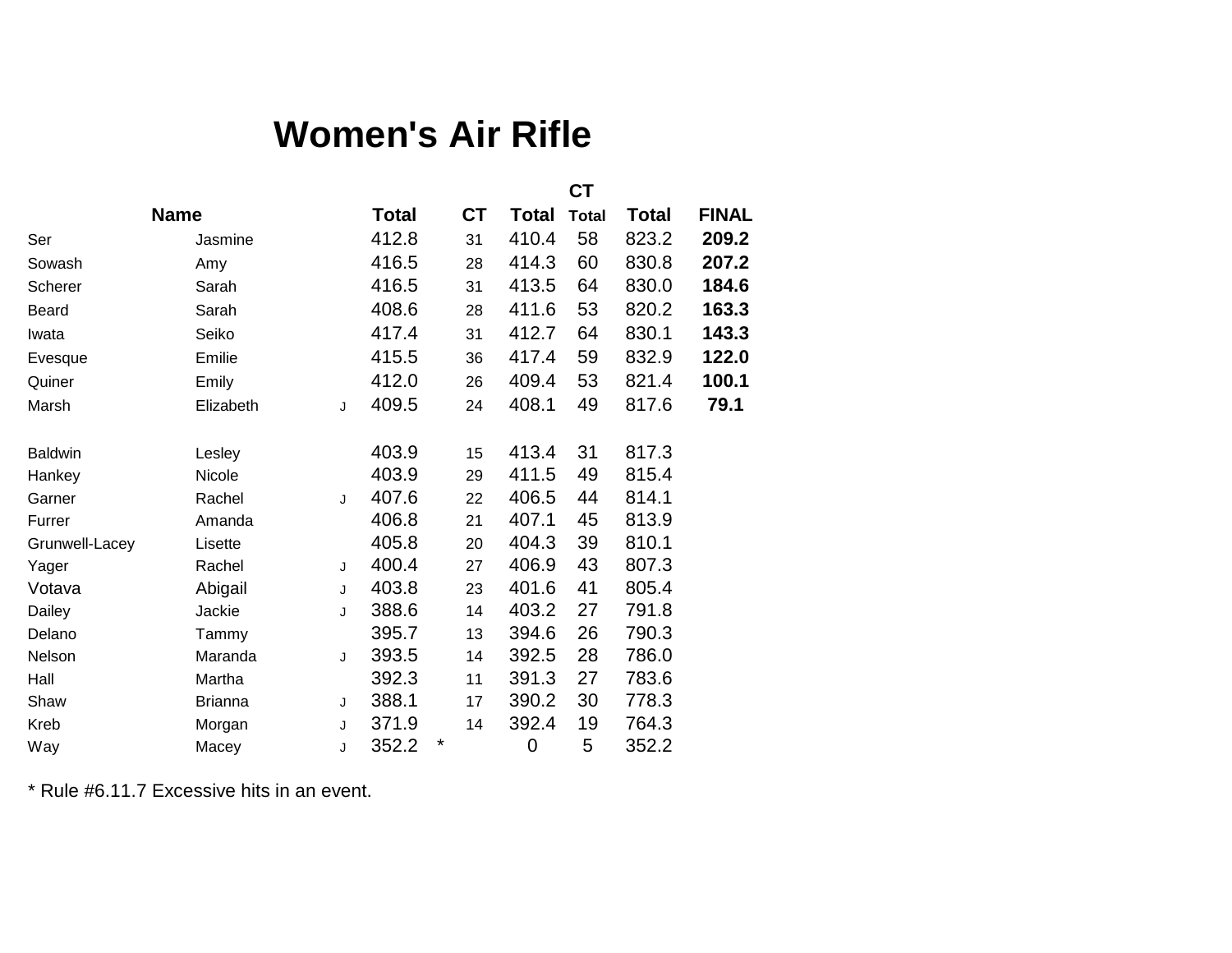# Women's Air Rifle

| Name | | | Total | | CT | Total | CT Total | Total | FINAL |
|---|---|---|---|---|---|---|---|---|---|
| Ser | Jasmine | | 412.8 | | 31 | 410.4 | 58 | 823.2 | **209.2** |
| Sowash | Amy | | 416.5 | | 28 | 414.3 | 60 | 830.8 | **207.2** |
| Scherer | Sarah | | 416.5 | | 31 | 413.5 | 64 | 830.0 | **184.6** |
| Beard | Sarah | | 408.6 | | 28 | 411.6 | 53 | 820.2 | **163.3** |
| Iwata | Seiko | | 417.4 | | 31 | 412.7 | 64 | 830.1 | **143.3** |
| Evesque | Emilie | | 415.5 | | 36 | 417.4 | 59 | 832.9 | **122.0** |
| Quiner | Emily | | 412.0 | | 26 | 409.4 | 53 | 821.4 | **100.1** |
| Marsh | Elizabeth | J | 409.5 | | 24 | 408.1 | 49 | 817.6 | **79.1** |
| | | | | | | | | | |
| Baldwin | Lesley | | 403.9 | | 15 | 413.4 | 31 | 817.3 | |
| Hankey | Nicole | | 403.9 | | 29 | 411.5 | 49 | 815.4 | |
| Garner | Rachel | J | 407.6 | | 22 | 406.5 | 44 | 814.1 | |
| Furrer | Amanda | | 406.8 | | 21 | 407.1 | 45 | 813.9 | |
| Grunwell-Lacey | Lisette | | 405.8 | | 20 | 404.3 | 39 | 810.1 | |
| Yager | Rachel | J | 400.4 | | 27 | 406.9 | 43 | 807.3 | |
| Votava | Abigail | J | 403.8 | | 23 | 401.6 | 41 | 805.4 | |
| Dailey | Jackie | J | 388.6 | | 14 | 403.2 | 27 | 791.8 | |
| Delano | Tammy | | 395.7 | | 13 | 394.6 | 26 | 790.3 | |
| Nelson | Maranda | J | 393.5 | | 14 | 392.5 | 28 | 786.0 | |
| Hall | Martha | | 392.3 | | 11 | 391.3 | 27 | 783.6 | |
| Shaw | Brianna | J | 388.1 | | 17 | 390.2 | 30 | 778.3 | |
| Kreb | Morgan | J | 371.9 | | 14 | 392.4 | 19 | 764.3 | |
| Way | Macey | J | 352.2 | * | | 0 | 5 | 352.2 | |

* Rule #6.11.7 Excessive hits in an event.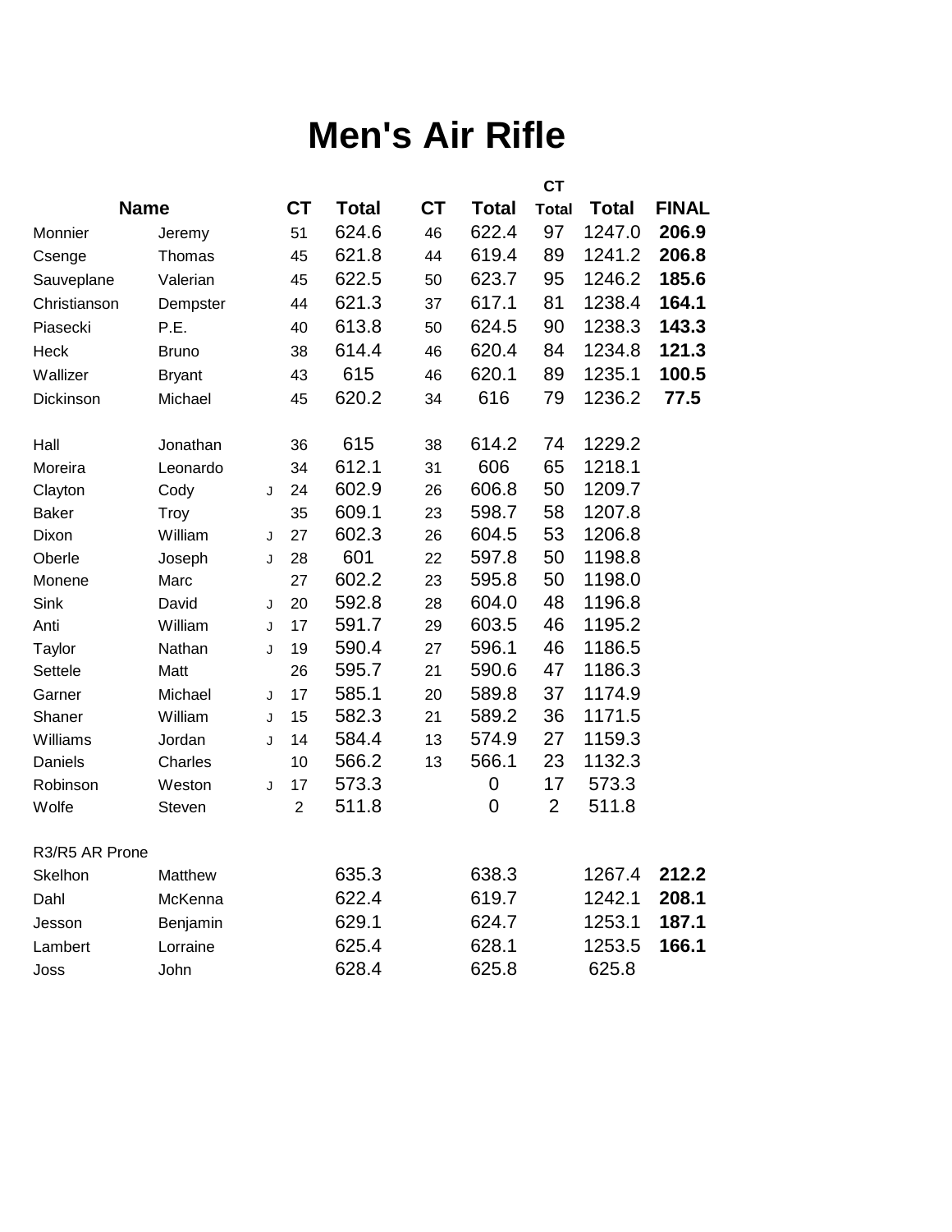# Men's Air Rifle

| Name | | | CT | Total | CT | Total | CT Total | Total | FINAL |
|---|---|---|---|---|---|---|---|---|---|
| Monnier | Jeremy | | 51 | 624.6 | 46 | 622.4 | 97 | 1247.0 | **206.9** |
| Csenge | Thomas | | 45 | 621.8 | 44 | 619.4 | 89 | 1241.2 | **206.8** |
| Sauveplane | Valerian | | 45 | 622.5 | 50 | 623.7 | 95 | 1246.2 | **185.6** |
| Christianson | Dempster | | 44 | 621.3 | 37 | 617.1 | 81 | 1238.4 | **164.1** |
| Piasecki | P.E. | | 40 | 613.8 | 50 | 624.5 | 90 | 1238.3 | **143.3** |
| Heck | Bruno | | 38 | 614.4 | 46 | 620.4 | 84 | 1234.8 | **121.3** |
| Wallizer | Bryant | | 43 | 615 | 46 | 620.1 | 89 | 1235.1 | **100.5** |
| Dickinson | Michael | | 45 | 620.2 | 34 | 616 | 79 | 1236.2 | **77.5** |
| | | | | | | | | | |
| Hall | Jonathan | | 36 | 615 | 38 | 614.2 | 74 | 1229.2 | |
| Moreira | Leonardo | | 34 | 612.1 | 31 | 606 | 65 | 1218.1 | |
| Clayton | Cody | J | 24 | 602.9 | 26 | 606.8 | 50 | 1209.7 | |
| Baker | Troy | | 35 | 609.1 | 23 | 598.7 | 58 | 1207.8 | |
| Dixon | William | J | 27 | 602.3 | 26 | 604.5 | 53 | 1206.8 | |
| Oberle | Joseph | J | 28 | 601 | 22 | 597.8 | 50 | 1198.8 | |
| Monene | Marc | | 27 | 602.2 | 23 | 595.8 | 50 | 1198.0 | |
| Sink | David | J | 20 | 592.8 | 28 | 604.0 | 48 | 1196.8 | |
| Anti | William | J | 17 | 591.7 | 29 | 603.5 | 46 | 1195.2 | |
| Taylor | Nathan | J | 19 | 590.4 | 27 | 596.1 | 46 | 1186.5 | |
| Settele | Matt | | 26 | 595.7 | 21 | 590.6 | 47 | 1186.3 | |
| Garner | Michael | J | 17 | 585.1 | 20 | 589.8 | 37 | 1174.9 | |
| Shaner | William | J | 15 | 582.3 | 21 | 589.2 | 36 | 1171.5 | |
| Williams | Jordan | J | 14 | 584.4 | 13 | 574.9 | 27 | 1159.3 | |
| Daniels | Charles | | 10 | 566.2 | 13 | 566.1 | 23 | 1132.3 | |
| Robinson | Weston | J | 17 | 573.3 | | 0 | 17 | 573.3 | |
| Wolfe | Steven | | 2 | 511.8 | | 0 | 2 | 511.8 | |
| | | | | | | | | | |
| R3/R5 AR Prone | | | | | | | | | |
| Skelhon | Matthew | | | 635.3 | | 638.3 | | 1267.4 | **212.2** |
| Dahl | McKenna | | | 622.4 | | 619.7 | | 1242.1 | **208.1** |
| Jesson | Benjamin | | | 629.1 | | 624.7 | | 1253.1 | **187.1** |
| Lambert | Lorraine | | | 625.4 | | 628.1 | | 1253.5 | **166.1** |
| Joss | John | | | 628.4 | | 625.8 | | 625.8 | |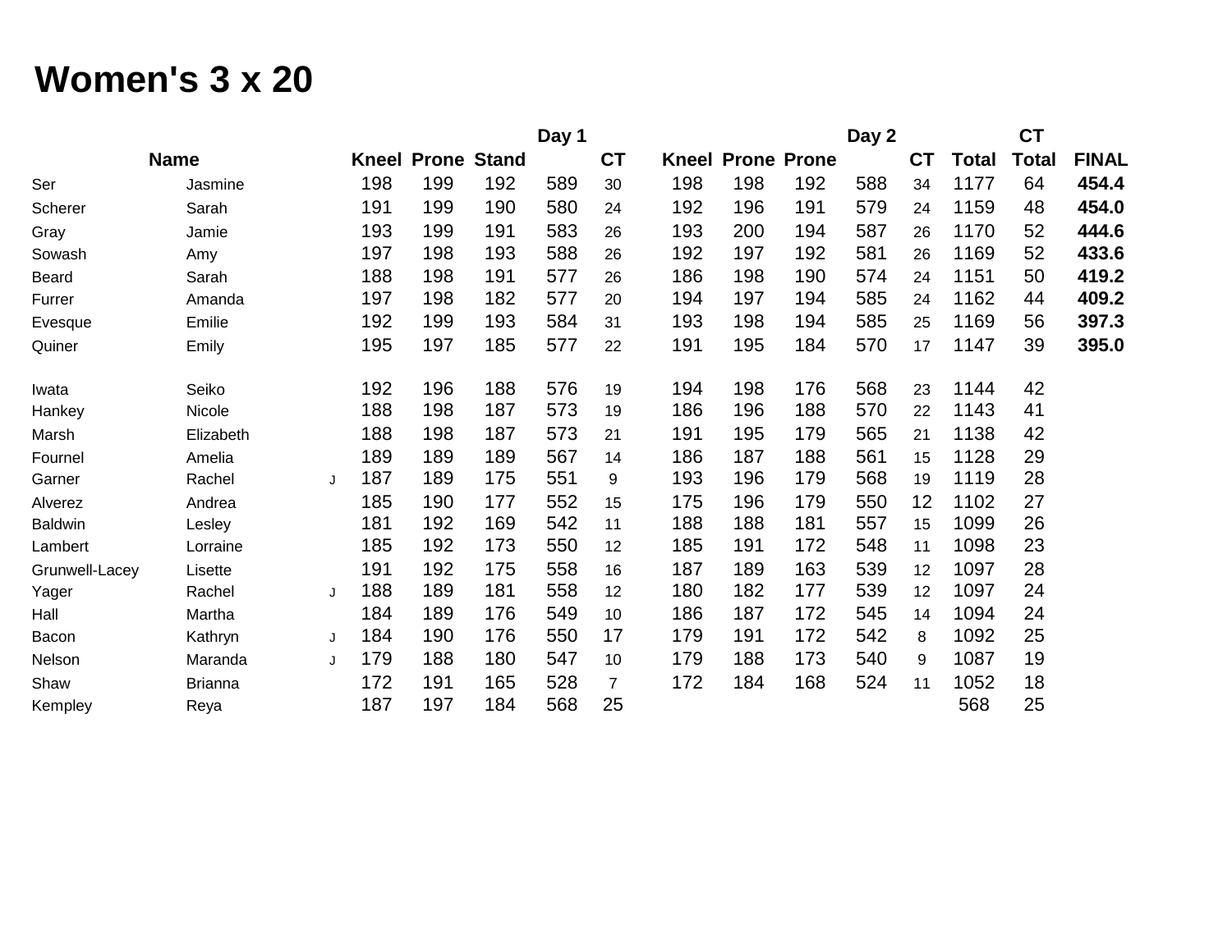# Women's 3 x 20

| Name | | | Day 1 Kneel | Prone | Stand | | CT | Day 2 Kneel | Prone | Prone | | CT | Total | CT Total | FINAL |
|---|---|---|---|---|---|---|---|---|---|---|---|---|---|---|---|
| Ser | Jasmine | | 198 | 199 | 192 | 589 | 30 | 198 | 198 | 192 | 588 | 34 | 1177 | 64 | **454.4** |
| Scherer | Sarah | | 191 | 199 | 190 | 580 | 24 | 192 | 196 | 191 | 579 | 24 | 1159 | 48 | **454.0** |
| Gray | Jamie | | 193 | 199 | 191 | 583 | 26 | 193 | 200 | 194 | 587 | 26 | 1170 | 52 | **444.6** |
| Sowash | Amy | | 197 | 198 | 193 | 588 | 26 | 192 | 197 | 192 | 581 | 26 | 1169 | 52 | **433.6** |
| Beard | Sarah | | 188 | 198 | 191 | 577 | 26 | 186 | 198 | 190 | 574 | 24 | 1151 | 50 | **419.2** |
| Furrer | Amanda | | 197 | 198 | 182 | 577 | 20 | 194 | 197 | 194 | 585 | 24 | 1162 | 44 | **409.2** |
| Evesque | Emilie | | 192 | 199 | 193 | 584 | 31 | 193 | 198 | 194 | 585 | 25 | 1169 | 56 | **397.3** |
| Quiner | Emily | | 195 | 197 | 185 | 577 | 22 | 191 | 195 | 184 | 570 | 17 | 1147 | 39 | **395.0** |
| | | | | | | | | | | | | | | | |
| Iwata | Seiko | | 192 | 196 | 188 | 576 | 19 | 194 | 198 | 176 | 568 | 23 | 1144 | 42 | |
| Hankey | Nicole | | 188 | 198 | 187 | 573 | 19 | 186 | 196 | 188 | 570 | 22 | 1143 | 41 | |
| Marsh | Elizabeth | | 188 | 198 | 187 | 573 | 21 | 191 | 195 | 179 | 565 | 21 | 1138 | 42 | |
| Fournel | Amelia | | 189 | 189 | 189 | 567 | 14 | 186 | 187 | 188 | 561 | 15 | 1128 | 29 | |
| Garner | Rachel | J | 187 | 189 | 175 | 551 | 9 | 193 | 196 | 179 | 568 | 19 | 1119 | 28 | |
| Alverez | Andrea | | 185 | 190 | 177 | 552 | 15 | 175 | 196 | 179 | 550 | 12 | 1102 | 27 | |
| Baldwin | Lesley | | 181 | 192 | 169 | 542 | 11 | 188 | 188 | 181 | 557 | 15 | 1099 | 26 | |
| Lambert | Lorraine | | 185 | 192 | 173 | 550 | 12 | 185 | 191 | 172 | 548 | 11 | 1098 | 23 | |
| Grunwell-Lacey | Lisette | | 191 | 192 | 175 | 558 | 16 | 187 | 189 | 163 | 539 | 12 | 1097 | 28 | |
| Yager | Rachel | J | 188 | 189 | 181 | 558 | 12 | 180 | 182 | 177 | 539 | 12 | 1097 | 24 | |
| Hall | Martha | | 184 | 189 | 176 | 549 | 10 | 186 | 187 | 172 | 545 | 14 | 1094 | 24 | |
| Bacon | Kathryn | J | 184 | 190 | 176 | 550 | 17 | 179 | 191 | 172 | 542 | 8 | 1092 | 25 | |
| Nelson | Maranda | J | 179 | 188 | 180 | 547 | 10 | 179 | 188 | 173 | 540 | 9 | 1087 | 19 | |
| Shaw | Brianna | | 172 | 191 | 165 | 528 | 7 | 172 | 184 | 168 | 524 | 11 | 1052 | 18 | |
| Kempley | Reya | | 187 | 197 | 184 | 568 | 25 | | | | | | 568 | 25 | |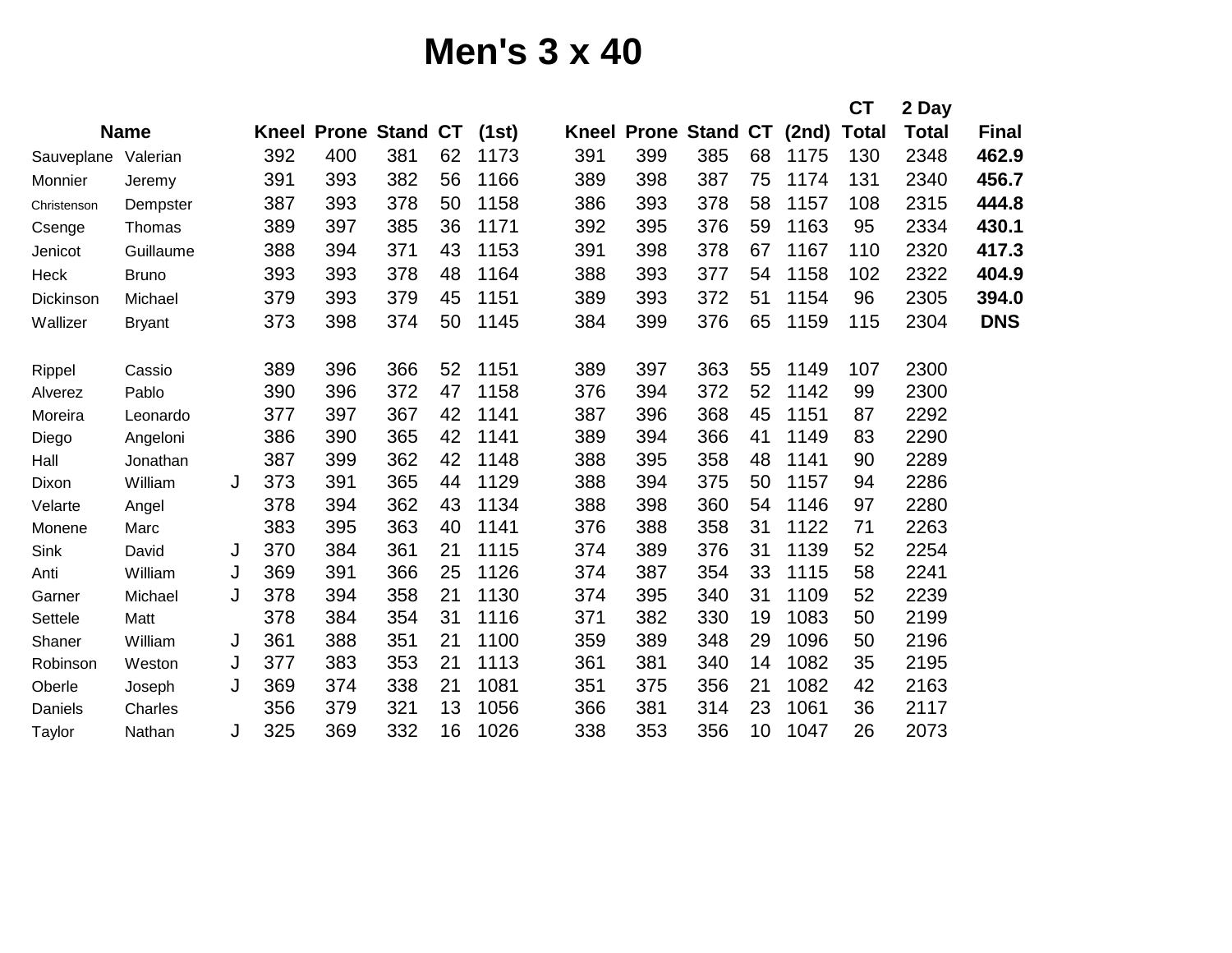# Men's 3 x 40

| Name | | | Kneel | Prone | Stand | CT | (1st) | Kneel | Prone | Stand | CT | (2nd) | CT Total | 2 Day Total | Final |
|---|---|---|---|---|---|---|---|---|---|---|---|---|---|---|---|
| Sauveplane | Valerian | | 392 | 400 | 381 | 62 | 1173 | 391 | 399 | 385 | 68 | 1175 | 130 | 2348 | **462.9** |
| Monnier | Jeremy | | 391 | 393 | 382 | 56 | 1166 | 389 | 398 | 387 | 75 | 1174 | 131 | 2340 | **456.7** |
| Christenson | Dempster | | 387 | 393 | 378 | 50 | 1158 | 386 | 393 | 378 | 58 | 1157 | 108 | 2315 | **444.8** |
| Csenge | Thomas | | 389 | 397 | 385 | 36 | 1171 | 392 | 395 | 376 | 59 | 1163 | 95 | 2334 | **430.1** |
| Jenicot | Guillaume | | 388 | 394 | 371 | 43 | 1153 | 391 | 398 | 378 | 67 | 1167 | 110 | 2320 | **417.3** |
| Heck | Bruno | | 393 | 393 | 378 | 48 | 1164 | 388 | 393 | 377 | 54 | 1158 | 102 | 2322 | **404.9** |
| Dickinson | Michael | | 379 | 393 | 379 | 45 | 1151 | 389 | 393 | 372 | 51 | 1154 | 96 | 2305 | **394.0** |
| Wallizer | Bryant | | 373 | 398 | 374 | 50 | 1145 | 384 | 399 | 376 | 65 | 1159 | 115 | 2304 | **DNS** |
| | | | | | | | | | | | | | | | |
| Rippel | Cassio | | 389 | 396 | 366 | 52 | 1151 | 389 | 397 | 363 | 55 | 1149 | 107 | 2300 | |
| Alverez | Pablo | | 390 | 396 | 372 | 47 | 1158 | 376 | 394 | 372 | 52 | 1142 | 99 | 2300 | |
| Moreira | Leonardo | | 377 | 397 | 367 | 42 | 1141 | 387 | 396 | 368 | 45 | 1151 | 87 | 2292 | |
| Diego | Angeloni | | 386 | 390 | 365 | 42 | 1141 | 389 | 394 | 366 | 41 | 1149 | 83 | 2290 | |
| Hall | Jonathan | | 387 | 399 | 362 | 42 | 1148 | 388 | 395 | 358 | 48 | 1141 | 90 | 2289 | |
| Dixon | William | J | 373 | 391 | 365 | 44 | 1129 | 388 | 394 | 375 | 50 | 1157 | 94 | 2286 | |
| Velarte | Angel | | 378 | 394 | 362 | 43 | 1134 | 388 | 398 | 360 | 54 | 1146 | 97 | 2280 | |
| Monene | Marc | | 383 | 395 | 363 | 40 | 1141 | 376 | 388 | 358 | 31 | 1122 | 71 | 2263 | |
| Sink | David | J | 370 | 384 | 361 | 21 | 1115 | 374 | 389 | 376 | 31 | 1139 | 52 | 2254 | |
| Anti | William | J | 369 | 391 | 366 | 25 | 1126 | 374 | 387 | 354 | 33 | 1115 | 58 | 2241 | |
| Garner | Michael | J | 378 | 394 | 358 | 21 | 1130 | 374 | 395 | 340 | 31 | 1109 | 52 | 2239 | |
| Settele | Matt | | 378 | 384 | 354 | 31 | 1116 | 371 | 382 | 330 | 19 | 1083 | 50 | 2199 | |
| Shaner | William | J | 361 | 388 | 351 | 21 | 1100 | 359 | 389 | 348 | 29 | 1096 | 50 | 2196 | |
| Robinson | Weston | J | 377 | 383 | 353 | 21 | 1113 | 361 | 381 | 340 | 14 | 1082 | 35 | 2195 | |
| Oberle | Joseph | J | 369 | 374 | 338 | 21 | 1081 | 351 | 375 | 356 | 21 | 1082 | 42 | 2163 | |
| Daniels | Charles | | 356 | 379 | 321 | 13 | 1056 | 366 | 381 | 314 | 23 | 1061 | 36 | 2117 | |
| Taylor | Nathan | J | 325 | 369 | 332 | 16 | 1026 | 338 | 353 | 356 | 10 | 1047 | 26 | 2073 | |